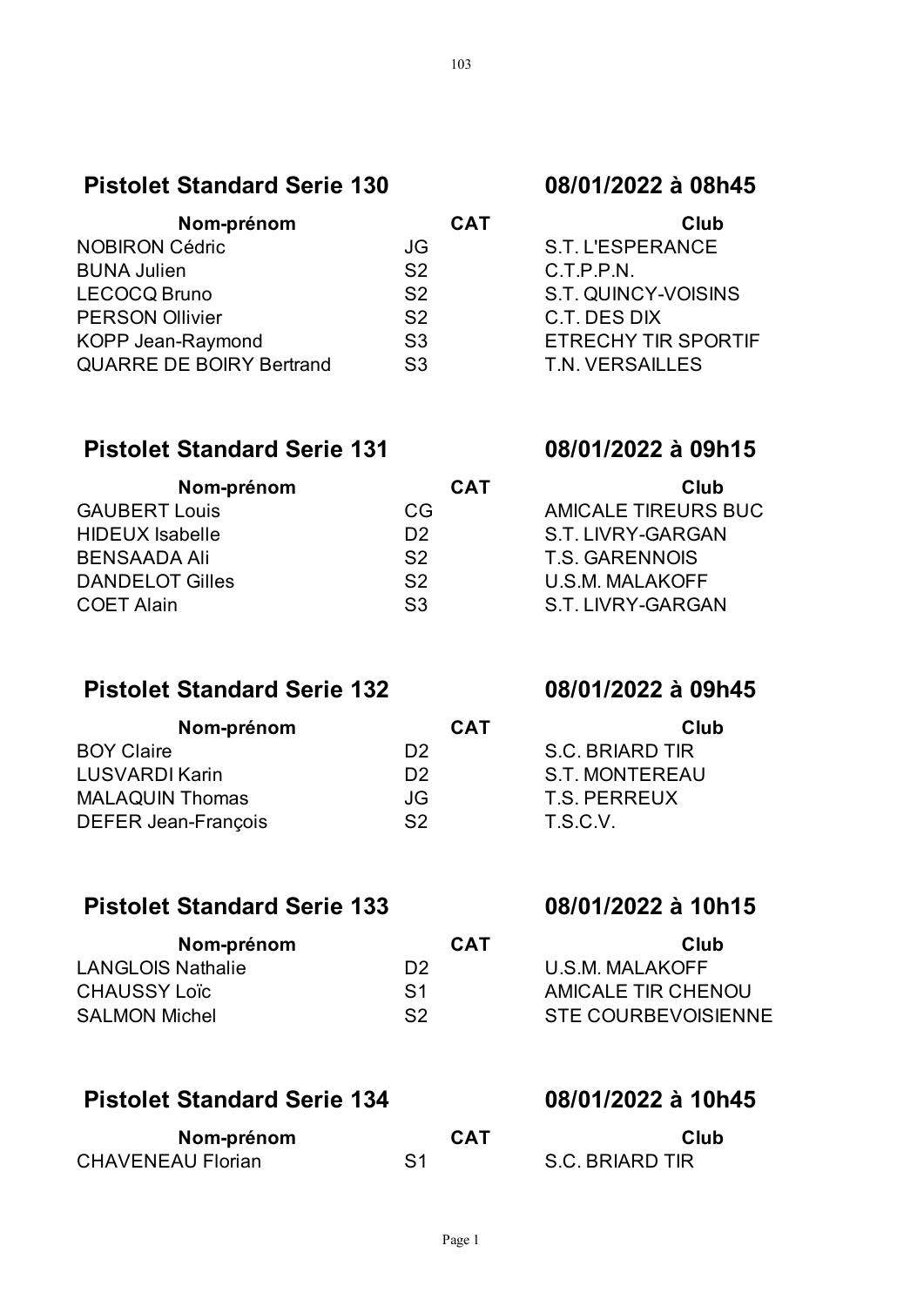## Pistolet Standard Serie 130 — 08/01/2022 à 08h45

| Nom-prénom | CAT | Club |
| --- | --- | --- |
| NOBIRON Cédric | JG | S.T. L'ESPERANCE |
| BUNA Julien | S2 | C.T.P.P.N. |
| LECOCQ Bruno | S2 | S.T. QUINCY-VOISINS |
| PERSON Ollivier | S2 | C.T. DES DIX |
| KOPP Jean-Raymond | S3 | ETRECHY TIR SPORTIF |
| QUARRE DE BOIRY Bertrand | S3 | T.N. VERSAILLES |

## Pistolet Standard Serie 131 — 08/01/2022 à 09h15

| Nom-prénom | CAT | Club |
| --- | --- | --- |
| GAUBERT Louis | CG | AMICALE TIREURS BUC |
| HIDEUX Isabelle | D2 | S.T. LIVRY-GARGAN |
| BENSAADA Ali | S2 | T.S. GARENNOIS |
| DANDELOT Gilles | S2 | U.S.M. MALAKOFF |
| COET Alain | S3 | S.T. LIVRY-GARGAN |

## Pistolet Standard Serie 132 — 08/01/2022 à 09h45

| Nom-prénom | CAT | Club |
| --- | --- | --- |
| BOY Claire | D2 | S.C. BRIARD TIR |
| LUSVARDI Karin | D2 | S.T. MONTEREAU |
| MALAQUIN Thomas | JG | T.S. PERREUX |
| DEFER Jean-François | S2 | T.S.C.V. |

## Pistolet Standard Serie 133 — 08/01/2022 à 10h15

| Nom-prénom | CAT | Club |
| --- | --- | --- |
| LANGLOIS Nathalie | D2 | U.S.M. MALAKOFF |
| CHAUSSY Loïc | S1 | AMICALE TIR CHENOU |
| SALMON Michel | S2 | STE COURBEVOISIENNE |

## Pistolet Standard Serie 134 — 08/01/2022 à 10h45

| Nom-prénom | CAT | Club |
| --- | --- | --- |
| CHAVENEAU Florian | S1 | S.C. BRIARD TIR |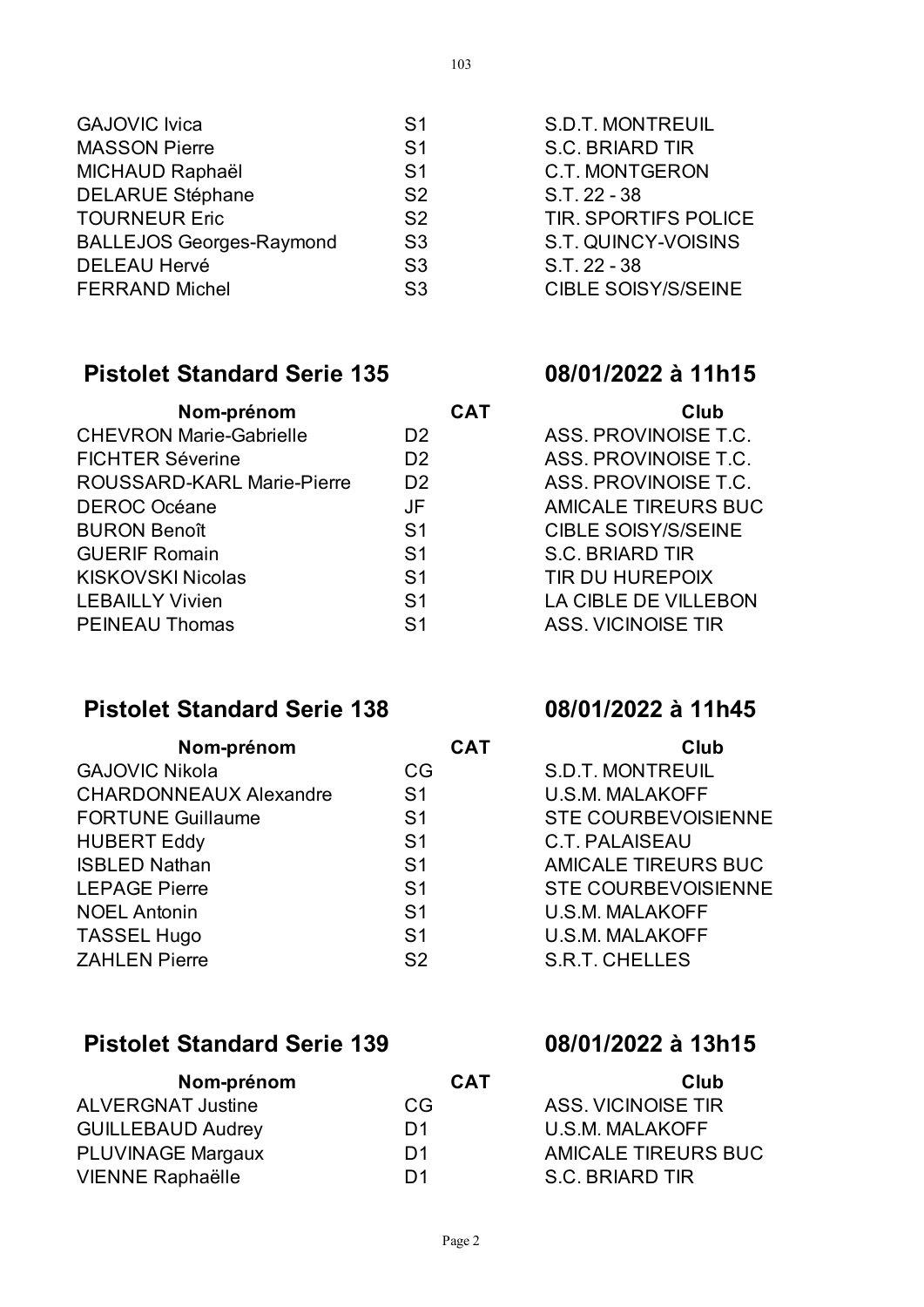| | | |
|---|---|---|
| GAJOVIC Ivica | S1 | S.D.T. MONTREUIL |
| MASSON Pierre | S1 | S.C. BRIARD TIR |
| MICHAUD Raphaël | S1 | C.T. MONTGERON |
| DELARUE Stéphane | S2 | S.T. 22 - 38 |
| TOURNEUR Eric | S2 | TIR. SPORTIFS POLICE |
| BALLEJOS Georges-Raymond | S3 | S.T. QUINCY-VOISINS |
| DELEAU Hervé | S3 | S.T. 22 - 38 |
| FERRAND Michel | S3 | CIBLE SOISY/S/SEINE |

## Pistolet Standard Serie 135 — 08/01/2022 à 11h15

| Nom-prénom | CAT | Club |
|---|---|---|
| CHEVRON Marie-Gabrielle | D2 | ASS. PROVINOISE T.C. |
| FICHTER Séverine | D2 | ASS. PROVINOISE T.C. |
| ROUSSARD-KARL Marie-Pierre | D2 | ASS. PROVINOISE T.C. |
| DEROC Océane | JF | AMICALE TIREURS BUC |
| BURON Benoît | S1 | CIBLE SOISY/S/SEINE |
| GUERIF Romain | S1 | S.C. BRIARD TIR |
| KISKOVSKI Nicolas | S1 | TIR DU HUREPOIX |
| LEBAILLY Vivien | S1 | LA CIBLE DE VILLEBON |
| PEINEAU Thomas | S1 | ASS. VICINOISE TIR |

## Pistolet Standard Serie 138 — 08/01/2022 à 11h45

| Nom-prénom | CAT | Club |
|---|---|---|
| GAJOVIC Nikola | CG | S.D.T. MONTREUIL |
| CHARDONNEAUX Alexandre | S1 | U.S.M. MALAKOFF |
| FORTUNE Guillaume | S1 | STE COURBEVOISIENNE |
| HUBERT Eddy | S1 | C.T. PALAISEAU |
| ISBLED Nathan | S1 | AMICALE TIREURS BUC |
| LEPAGE Pierre | S1 | STE COURBEVOISIENNE |
| NOEL Antonin | S1 | U.S.M. MALAKOFF |
| TASSEL Hugo | S1 | U.S.M. MALAKOFF |
| ZAHLEN Pierre | S2 | S.R.T. CHELLES |

## Pistolet Standard Serie 139 — 08/01/2022 à 13h15

| Nom-prénom | CAT | Club |
|---|---|---|
| ALVERGNAT Justine | CG | ASS. VICINOISE TIR |
| GUILLEBAUD Audrey | D1 | U.S.M. MALAKOFF |
| PLUVINAGE Margaux | D1 | AMICALE TIREURS BUC |
| VIENNE Raphaëlle | D1 | S.C. BRIARD TIR |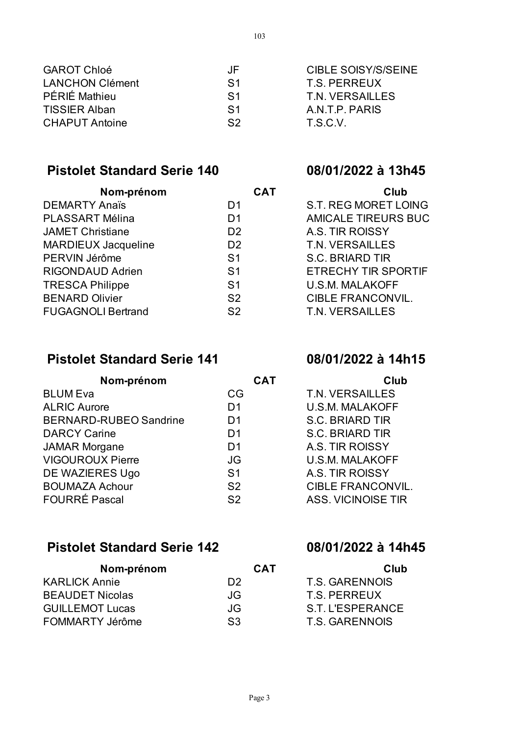| | | |
|---|---|---|
| GAROT Chloé | JF | CIBLE SOISY/S/SEINE |
| LANCHON Clément | S1 | T.S. PERREUX |
| PÉRIÉ Mathieu | S1 | T.N. VERSAILLES |
| TISSIER Alban | S1 | A.N.T.P. PARIS |
| CHAPUT Antoine | S2 | T.S.C.V. |

## Pistolet Standard Serie 140 — 08/01/2022 à 13h45

| Nom-prénom | CAT | Club |
|---|---|---|
| DEMARTY Anaïs | D1 | S.T. REG MORET LOING |
| PLASSART Mélina | D1 | AMICALE TIREURS BUC |
| JAMET Christiane | D2 | A.S. TIR ROISSY |
| MARDIEUX Jacqueline | D2 | T.N. VERSAILLES |
| PERVIN Jérôme | S1 | S.C. BRIARD TIR |
| RIGONDAUD Adrien | S1 | ETRECHY TIR SPORTIF |
| TRESCA Philippe | S1 | U.S.M. MALAKOFF |
| BENARD Olivier | S2 | CIBLE FRANCONVIL. |
| FUGAGNOLI Bertrand | S2 | T.N. VERSAILLES |

## Pistolet Standard Serie 141 — 08/01/2022 à 14h15

| Nom-prénom | CAT | Club |
|---|---|---|
| BLUM Eva | CG | T.N. VERSAILLES |
| ALRIC Aurore | D1 | U.S.M. MALAKOFF |
| BERNARD-RUBEO Sandrine | D1 | S.C. BRIARD TIR |
| DARCY Carine | D1 | S.C. BRIARD TIR |
| JAMAR Morgane | D1 | A.S. TIR ROISSY |
| VIGOUROUX Pierre | JG | U.S.M. MALAKOFF |
| DE WAZIERES Ugo | S1 | A.S. TIR ROISSY |
| BOUMAZA Achour | S2 | CIBLE FRANCONVIL. |
| FOURRÉ Pascal | S2 | ASS. VICINOISE TIR |

## Pistolet Standard Serie 142 — 08/01/2022 à 14h45

| Nom-prénom | CAT | Club |
|---|---|---|
| KARLICK Annie | D2 | T.S. GARENNOIS |
| BEAUDET Nicolas | JG | T.S. PERREUX |
| GUILLEMOT Lucas | JG | S.T. L'ESPERANCE |
| FOMMARTY Jérôme | S3 | T.S. GARENNOIS |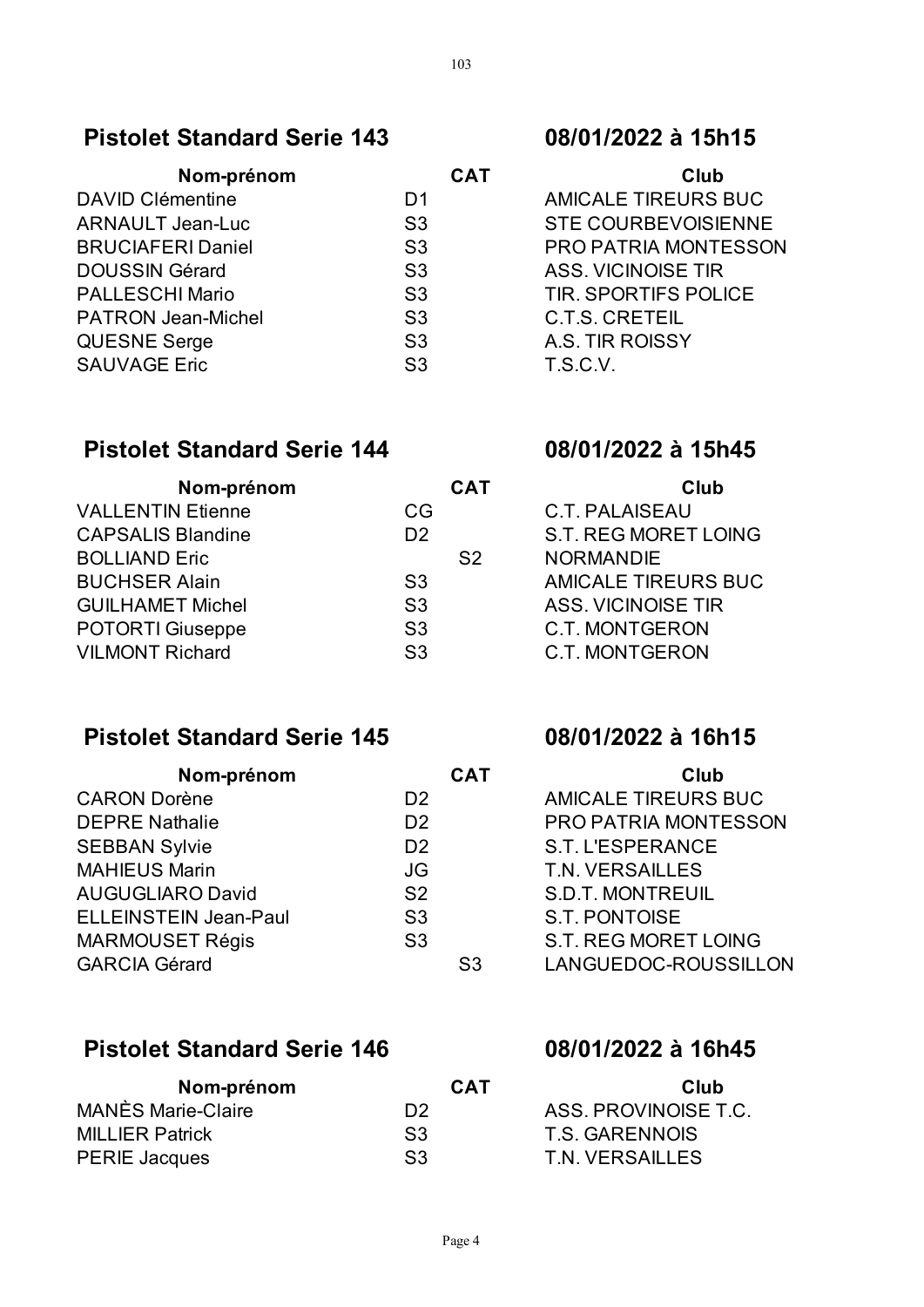## Pistolet Standard Serie 143 — 08/01/2022 à 15h15

| Nom-prénom | CAT | Club |
|---|---|---|
| DAVID Clémentine | D1 | AMICALE TIREURS BUC |
| ARNAULT Jean-Luc | S3 | STE COURBEVOISIENNE |
| BRUCIAFERI Daniel | S3 | PRO PATRIA MONTESSON |
| DOUSSIN Gérard | S3 | ASS. VICINOISE TIR |
| PALLESCHI Mario | S3 | TIR. SPORTIFS POLICE |
| PATRON Jean-Michel | S3 | C.T.S. CRETEIL |
| QUESNE Serge | S3 | A.S. TIR ROISSY |
| SAUVAGE Eric | S3 | T.S.C.V. |

## Pistolet Standard Serie 144 — 08/01/2022 à 15h45

| Nom-prénom | CAT | Club |
|---|---|---|
| VALLENTIN Etienne | CG | C.T. PALAISEAU |
| CAPSALIS Blandine | D2 | S.T. REG MORET LOING |
| BOLLIAND Eric | S2 | NORMANDIE |
| BUCHSER Alain | S3 | AMICALE TIREURS BUC |
| GUILHAMET Michel | S3 | ASS. VICINOISE TIR |
| POTORTI Giuseppe | S3 | C.T. MONTGERON |
| VILMONT Richard | S3 | C.T. MONTGERON |

## Pistolet Standard Serie 145 — 08/01/2022 à 16h15

| Nom-prénom | CAT | Club |
|---|---|---|
| CARON Dorène | D2 | AMICALE TIREURS BUC |
| DEPRE Nathalie | D2 | PRO PATRIA MONTESSON |
| SEBBAN Sylvie | D2 | S.T. L'ESPERANCE |
| MAHIEUS Marin | JG | T.N. VERSAILLES |
| AUGUGLIARO David | S2 | S.D.T. MONTREUIL |
| ELLEINSTEIN Jean-Paul | S3 | S.T. PONTOISE |
| MARMOUSET Régis | S3 | S.T. REG MORET LOING |
| GARCIA Gérard | S3 | LANGUEDOC-ROUSSILLON |

## Pistolet Standard Serie 146 — 08/01/2022 à 16h45

| Nom-prénom | CAT | Club |
|---|---|---|
| MANÈS Marie-Claire | D2 | ASS. PROVINOISE T.C. |
| MILLIER Patrick | S3 | T.S. GARENNOIS |
| PERIE Jacques | S3 | T.N. VERSAILLES |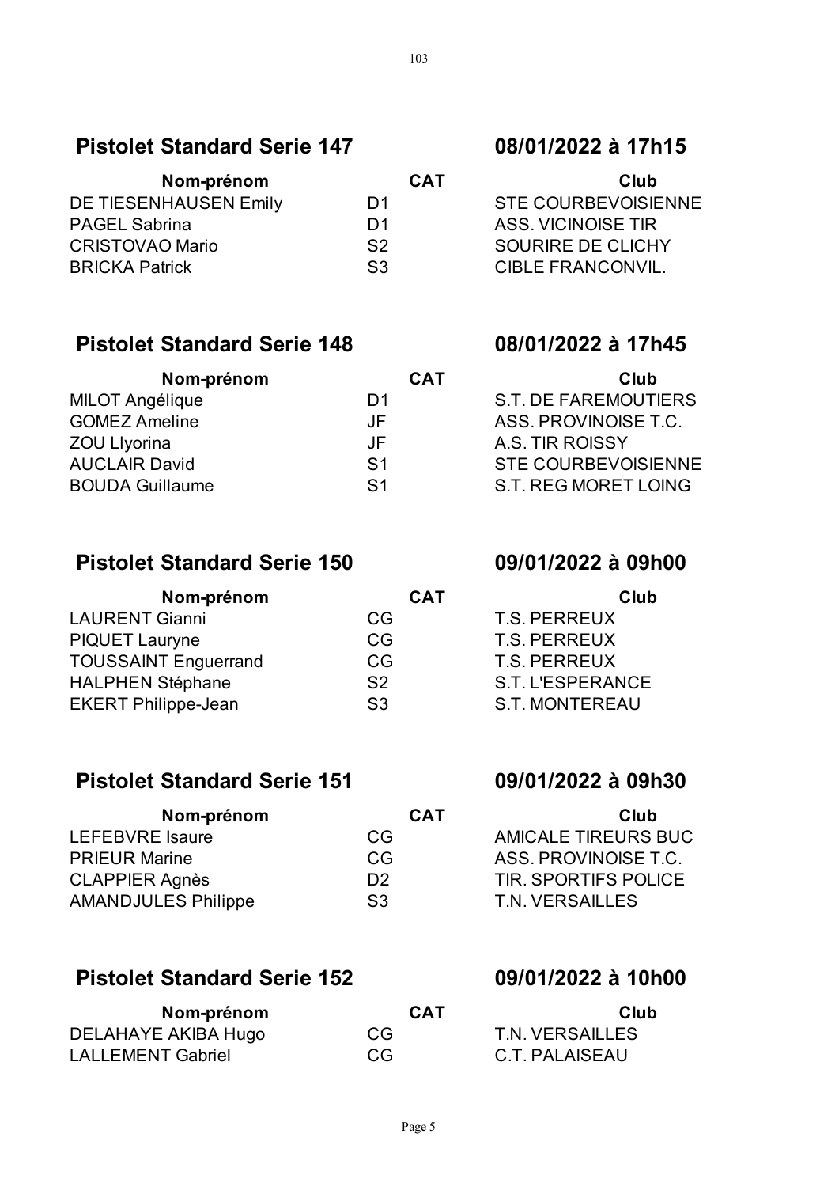## Pistolet Standard Serie 147 — 08/01/2022 à 17h15

| Nom-prénom | CAT | Club |
| --- | --- | --- |
| DE TIESENHAUSEN Emily | D1 | STE COURBEVOISIENNE |
| PAGEL Sabrina | D1 | ASS. VICINOISE TIR |
| CRISTOVAO Mario | S2 | SOURIRE DE CLICHY |
| BRICKA Patrick | S3 | CIBLE FRANCONVIL. |

## Pistolet Standard Serie 148 — 08/01/2022 à 17h45

| Nom-prénom | CAT | Club |
| --- | --- | --- |
| MILOT Angélique | D1 | S.T. DE FAREMOUTIERS |
| GOMEZ Ameline | JF | ASS. PROVINOISE T.C. |
| ZOU Llyorina | JF | A.S. TIR ROISSY |
| AUCLAIR David | S1 | STE COURBEVOISIENNE |
| BOUDA Guillaume | S1 | S.T. REG MORET LOING |

## Pistolet Standard Serie 150 — 09/01/2022 à 09h00

| Nom-prénom | CAT | Club |
| --- | --- | --- |
| LAURENT Gianni | CG | T.S. PERREUX |
| PIQUET Lauryne | CG | T.S. PERREUX |
| TOUSSAINT Enguerrand | CG | T.S. PERREUX |
| HALPHEN Stéphane | S2 | S.T. L'ESPERANCE |
| EKERT Philippe-Jean | S3 | S.T. MONTEREAU |

## Pistolet Standard Serie 151 — 09/01/2022 à 09h30

| Nom-prénom | CAT | Club |
| --- | --- | --- |
| LEFEBVRE Isaure | CG | AMICALE TIREURS BUC |
| PRIEUR Marine | CG | ASS. PROVINOISE T.C. |
| CLAPPIER Agnès | D2 | TIR. SPORTIFS POLICE |
| AMANDJULES Philippe | S3 | T.N. VERSAILLES |

## Pistolet Standard Serie 152 — 09/01/2022 à 10h00

| Nom-prénom | CAT | Club |
| --- | --- | --- |
| DELAHAYE AKIBA Hugo | CG | T.N. VERSAILLES |
| LALLEMENT Gabriel | CG | C.T. PALAISEAU |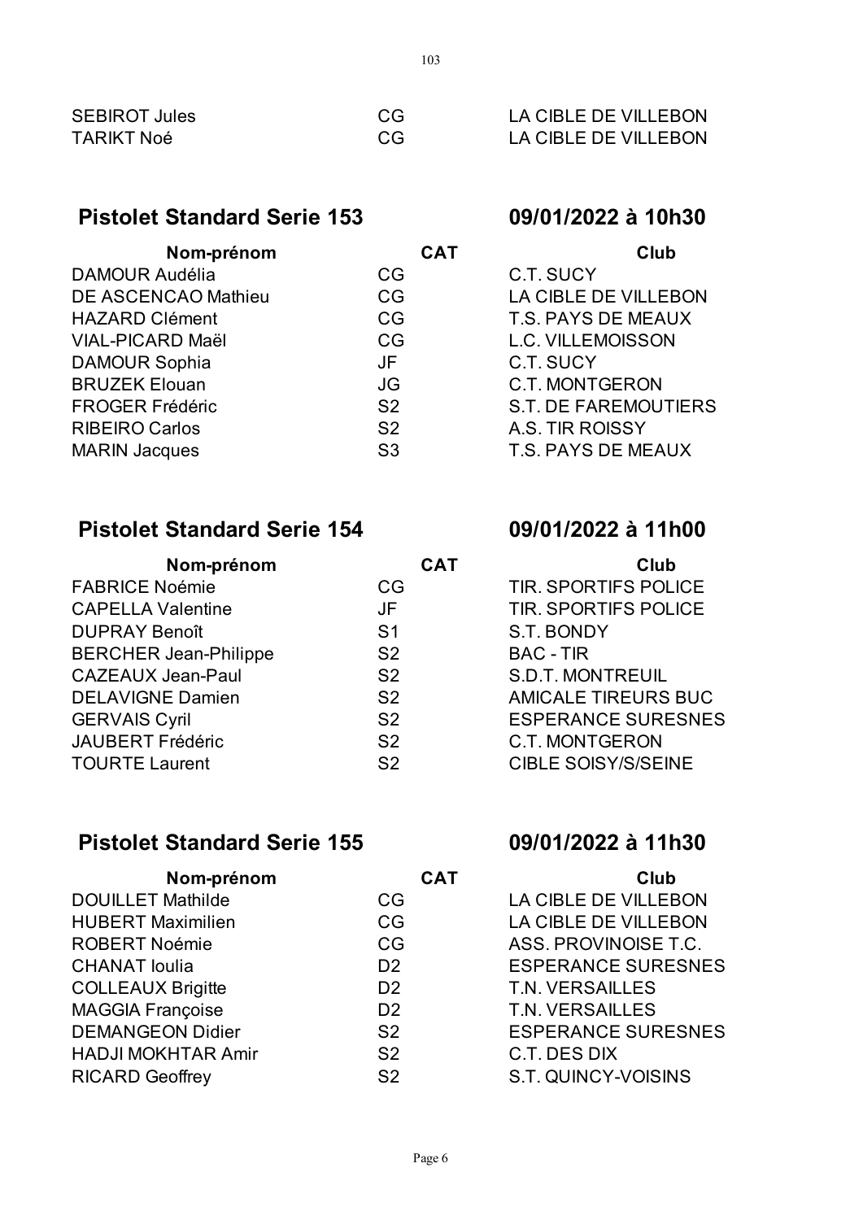| | | |
|---|---|---|
| SEBIROT Jules | CG | LA CIBLE DE VILLEBON |
| TARIKT Noé | CG | LA CIBLE DE VILLEBON |

## Pistolet Standard Serie 153 — 09/01/2022 à 10h30

| Nom-prénom | CAT | Club |
|---|---|---|
| DAMOUR Audélia | CG | C.T. SUCY |
| DE ASCENCAO Mathieu | CG | LA CIBLE DE VILLEBON |
| HAZARD Clément | CG | T.S. PAYS DE MEAUX |
| VIAL-PICARD Maël | CG | L.C. VILLEMOISSON |
| DAMOUR Sophia | JF | C.T. SUCY |
| BRUZEK Elouan | JG | C.T. MONTGERON |
| FROGER Frédéric | S2 | S.T. DE FAREMOUTIERS |
| RIBEIRO Carlos | S2 | A.S. TIR ROISSY |
| MARIN Jacques | S3 | T.S. PAYS DE MEAUX |

## Pistolet Standard Serie 154 — 09/01/2022 à 11h00

| Nom-prénom | CAT | Club |
|---|---|---|
| FABRICE Noémie | CG | TIR. SPORTIFS POLICE |
| CAPELLA Valentine | JF | TIR. SPORTIFS POLICE |
| DUPRAY Benoît | S1 | S.T. BONDY |
| BERCHER Jean-Philippe | S2 | BAC - TIR |
| CAZEAUX Jean-Paul | S2 | S.D.T. MONTREUIL |
| DELAVIGNE Damien | S2 | AMICALE TIREURS BUC |
| GERVAIS Cyril | S2 | ESPERANCE SURESNES |
| JAUBERT Frédéric | S2 | C.T. MONTGERON |
| TOURTE Laurent | S2 | CIBLE SOISY/S/SEINE |

## Pistolet Standard Serie 155 — 09/01/2022 à 11h30

| Nom-prénom | CAT | Club |
|---|---|---|
| DOUILLET Mathilde | CG | LA CIBLE DE VILLEBON |
| HUBERT Maximilien | CG | LA CIBLE DE VILLEBON |
| ROBERT Noémie | CG | ASS. PROVINOISE T.C. |
| CHANAT Ioulia | D2 | ESPERANCE SURESNES |
| COLLEAUX Brigitte | D2 | T.N. VERSAILLES |
| MAGGIA Françoise | D2 | T.N. VERSAILLES |
| DEMANGEON Didier | S2 | ESPERANCE SURESNES |
| HADJI MOKHTAR Amir | S2 | C.T. DES DIX |
| RICARD Geoffrey | S2 | S.T. QUINCY-VOISINS |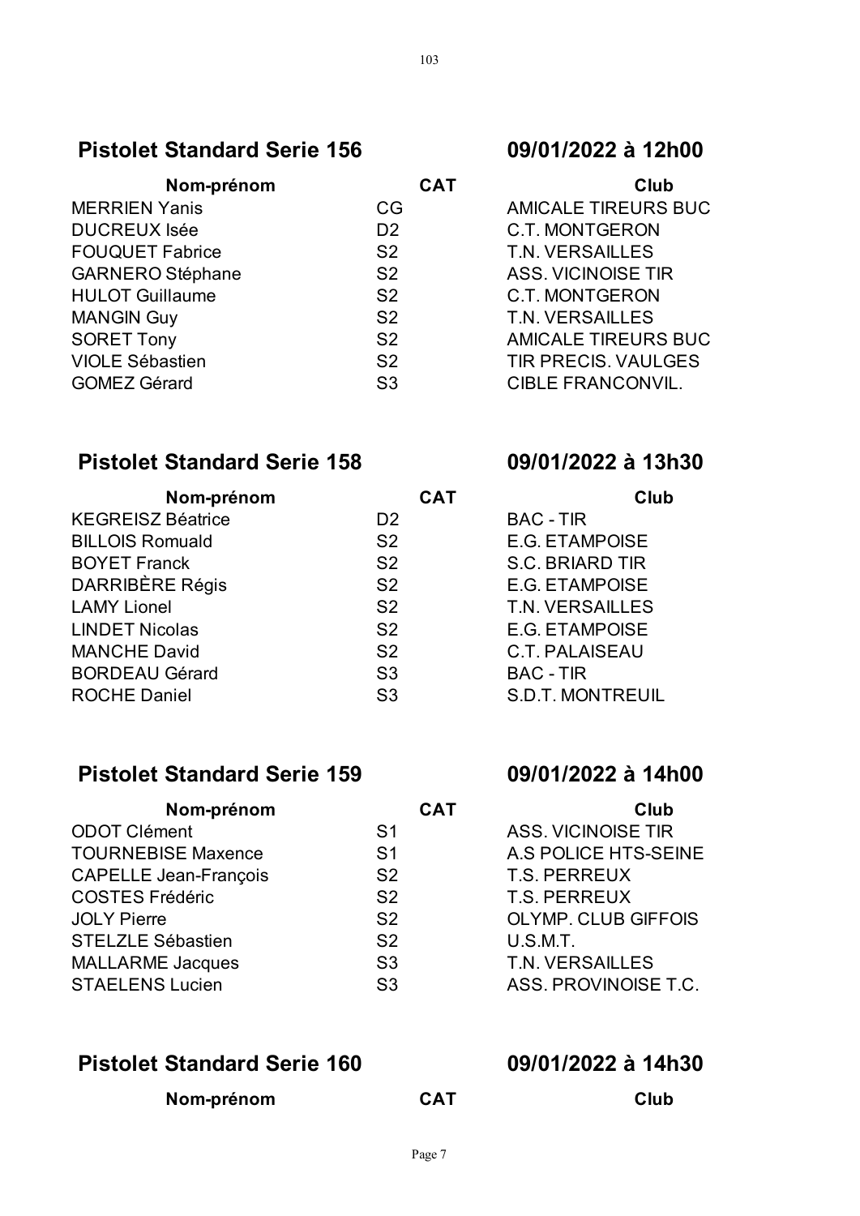## Pistolet Standard Serie 156 — 09/01/2022 à 12h00

| Nom-prénom | CAT | Club |
|---|---|---|
| MERRIEN Yanis | CG | AMICALE TIREURS BUC |
| DUCREUX Isée | D2 | C.T. MONTGERON |
| FOUQUET Fabrice | S2 | T.N. VERSAILLES |
| GARNERO Stéphane | S2 | ASS. VICINOISE TIR |
| HULOT Guillaume | S2 | C.T. MONTGERON |
| MANGIN Guy | S2 | T.N. VERSAILLES |
| SORET Tony | S2 | AMICALE TIREURS BUC |
| VIOLE Sébastien | S2 | TIR PRECIS. VAULGES |
| GOMEZ Gérard | S3 | CIBLE FRANCONVIL. |

## Pistolet Standard Serie 158 — 09/01/2022 à 13h30

| Nom-prénom | CAT | Club |
|---|---|---|
| KEGREISZ Béatrice | D2 | BAC - TIR |
| BILLOIS Romuald | S2 | E.G. ETAMPOISE |
| BOYET Franck | S2 | S.C. BRIARD TIR |
| DARRIBÈRE Régis | S2 | E.G. ETAMPOISE |
| LAMY Lionel | S2 | T.N. VERSAILLES |
| LINDET Nicolas | S2 | E.G. ETAMPOISE |
| MANCHE David | S2 | C.T. PALAISEAU |
| BORDEAU Gérard | S3 | BAC - TIR |
| ROCHE Daniel | S3 | S.D.T. MONTREUIL |

## Pistolet Standard Serie 159 — 09/01/2022 à 14h00

| Nom-prénom | CAT | Club |
|---|---|---|
| ODOT Clément | S1 | ASS. VICINOISE TIR |
| TOURNEBISE Maxence | S1 | A.S POLICE HTS-SEINE |
| CAPELLE Jean-François | S2 | T.S. PERREUX |
| COSTES Frédéric | S2 | T.S. PERREUX |
| JOLY Pierre | S2 | OLYMP. CLUB GIFFOIS |
| STELZLE Sébastien | S2 | U.S.M.T. |
| MALLARME Jacques | S3 | T.N. VERSAILLES |
| STAELENS Lucien | S3 | ASS. PROVINOISE T.C. |

## Pistolet Standard Serie 160 — 09/01/2022 à 14h30

| Nom-prénom | CAT | Club |
|---|---|---|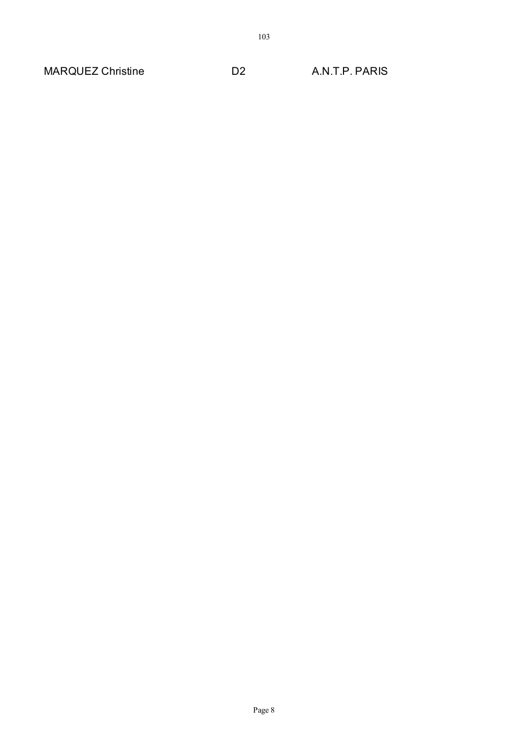| | | |
|---|---|---|
| MARQUEZ Christine | D2 | A.N.T.P. PARIS |